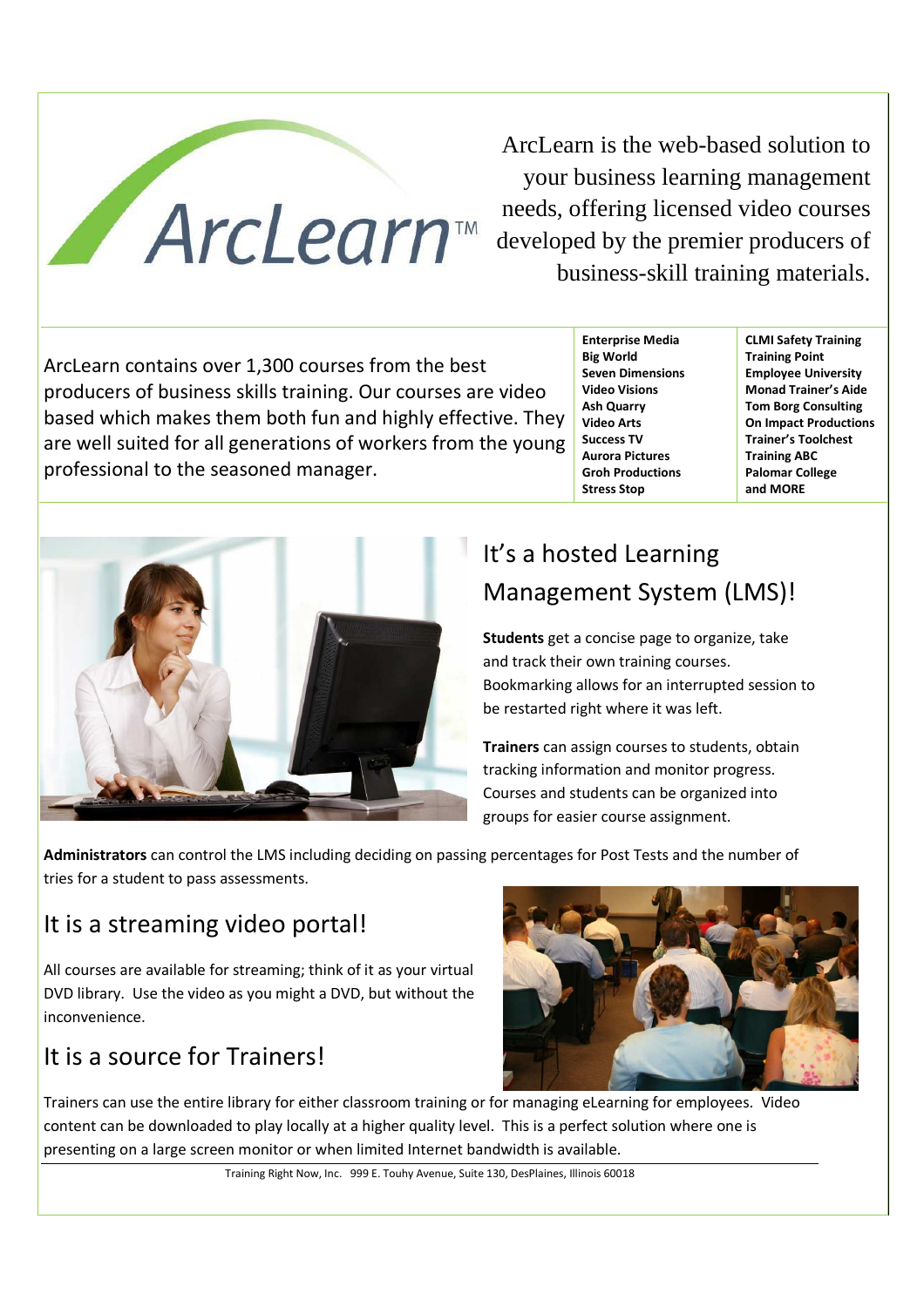# ArcLearn™

ArcLearn is the web-based solution to your business learning management needs, offering licensed video courses developed by the premier producers of business-skill training materials.

ArcLearn contains over 1,300 courses from the best producers of business skills training. Our courses are video based which makes them both fun and highly effective. They are well suited for all generations of workers from the young professional to the seasoned manager.

**Enterprise Media**
**Big World**
**Seven Dimensions**
**Video Visions**
**Ash Quarry**
**Video Arts**
**Success TV**
**Aurora Pictures**
**Groh Productions**
**Stress Stop**

**CLMI Safety Training**
**Training Point**
**Employee University**
**Monad Trainer's Aide**
**Tom Borg Consulting**
**On Impact Productions**
**Trainer's Toolchest**
**Training ABC**
**Palomar College**
**and MORE**

## It's a hosted Learning Management System (LMS)!

**Students** get a concise page to organize, take and track their own training courses. Bookmarking allows for an interrupted session to be restarted right where it was left.

**Trainers** can assign courses to students, obtain tracking information and monitor progress. Courses and students can be organized into groups for easier course assignment.

**Administrators** can control the LMS including deciding on passing percentages for Post Tests and the number of tries for a student to pass assessments.

## It is a streaming video portal!

All courses are available for streaming; think of it as your virtual DVD library. Use the video as you might a DVD, but without the inconvenience.

## It is a source for Trainers!

Trainers can use the entire library for either classroom training or for managing eLearning for employees. Video content can be downloaded to play locally at a higher quality level. This is a perfect solution where one is presenting on a large screen monitor or when limited Internet bandwidth is available.

Training Right Now, Inc. 999 E. Touhy Avenue, Suite 130, DesPlaines, Illinois 60018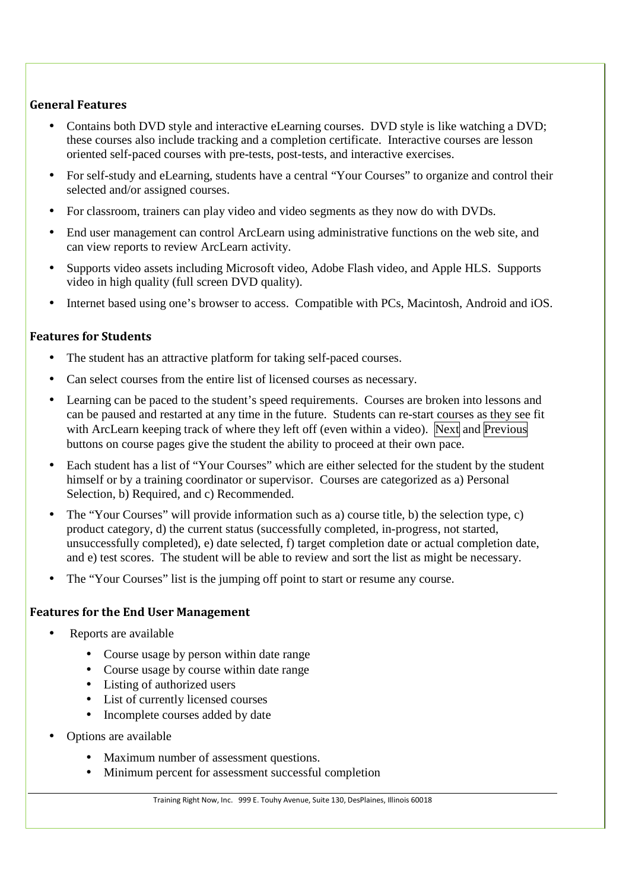### General Features

- Contains both DVD style and interactive eLearning courses. DVD style is like watching a DVD; these courses also include tracking and a completion certificate. Interactive courses are lesson oriented self-paced courses with pre-tests, post-tests, and interactive exercises.
- For self-study and eLearning, students have a central "Your Courses" to organize and control their selected and/or assigned courses.
- For classroom, trainers can play video and video segments as they now do with DVDs.
- End user management can control ArcLearn using administrative functions on the web site, and can view reports to review ArcLearn activity.
- Supports video assets including Microsoft video, Adobe Flash video, and Apple HLS. Supports video in high quality (full screen DVD quality).
- Internet based using one's browser to access. Compatible with PCs, Macintosh, Android and iOS.

### Features for Students

- The student has an attractive platform for taking self-paced courses.
- Can select courses from the entire list of licensed courses as necessary.
- Learning can be paced to the student's speed requirements. Courses are broken into lessons and can be paused and restarted at any time in the future. Students can re-start courses as they see fit with ArcLearn keeping track of where they left off (even within a video). Next and Previous buttons on course pages give the student the ability to proceed at their own pace.
- Each student has a list of "Your Courses" which are either selected for the student by the student himself or by a training coordinator or supervisor. Courses are categorized as a) Personal Selection, b) Required, and c) Recommended.
- The "Your Courses" will provide information such as a) course title, b) the selection type, c) product category, d) the current status (successfully completed, in-progress, not started, unsuccessfully completed), e) date selected, f) target completion date or actual completion date, and e) test scores. The student will be able to review and sort the list as might be necessary.
- The "Your Courses" list is the jumping off point to start or resume any course.

### Features for the End User Management

- Reports are available
  - Course usage by person within date range
  - Course usage by course within date range
  - Listing of authorized users
  - List of currently licensed courses
  - Incomplete courses added by date
- Options are available
  - Maximum number of assessment questions.
  - Minimum percent for assessment successful completion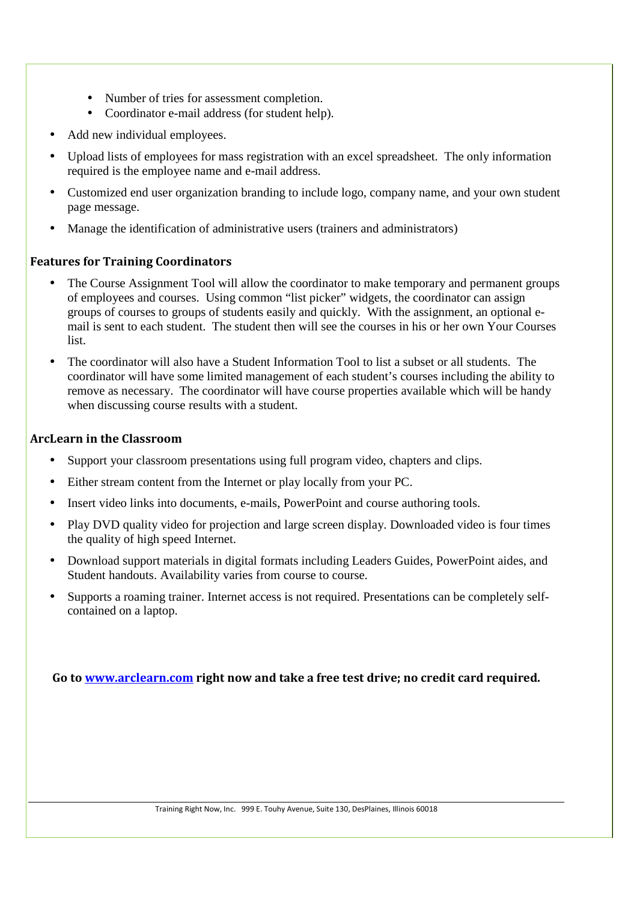- Number of tries for assessment completion.
  - Coordinator e-mail address (for student help).

- Add new individual employees.
- Upload lists of employees for mass registration with an excel spreadsheet. The only information required is the employee name and e-mail address.
- Customized end user organization branding to include logo, company name, and your own student page message.
- Manage the identification of administrative users (trainers and administrators)

**Features for Training Coordinators**

- The Course Assignment Tool will allow the coordinator to make temporary and permanent groups of employees and courses. Using common "list picker" widgets, the coordinator can assign groups of courses to groups of students easily and quickly. With the assignment, an optional e-mail is sent to each student. The student then will see the courses in his or her own Your Courses list.
- The coordinator will also have a Student Information Tool to list a subset or all students. The coordinator will have some limited management of each student's courses including the ability to remove as necessary. The coordinator will have course properties available which will be handy when discussing course results with a student.

**ArcLearn in the Classroom**

- Support your classroom presentations using full program video, chapters and clips.
- Either stream content from the Internet or play locally from your PC.
- Insert video links into documents, e-mails, PowerPoint and course authoring tools.
- Play DVD quality video for projection and large screen display. Downloaded video is four times the quality of high speed Internet.
- Download support materials in digital formats including Leaders Guides, PowerPoint aides, and Student handouts. Availability varies from course to course.
- Supports a roaming trainer. Internet access is not required. Presentations can be completely self-contained on a laptop.

**Go to [www.arclearn.com](http://www.arclearn.com) right now and take a free test drive; no credit card required.**

Training Right Now, Inc. 999 E. Touhy Avenue, Suite 130, DesPlaines, Illinois 60018